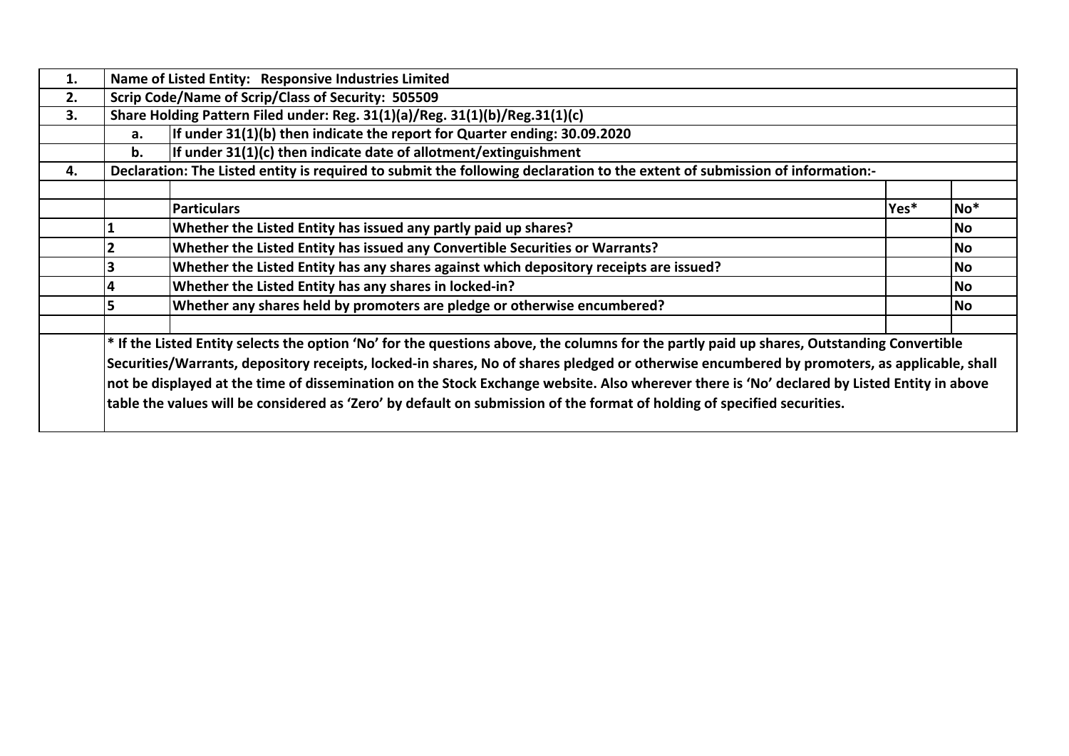| | | | | |
|---|---|---|---|---|
| **1.** | **Name of Listed Entity: Responsive Industries Limited** | | | |
| **2.** | **Scrip Code/Name of Scrip/Class of Security: 505509** | | | |
| **3.** | **Share Holding Pattern Filed under: Reg. 31(1)(a)/Reg. 31(1)(b)/Reg.31(1)(c)** | | | |
| | **a.** | **If under 31(1)(b) then indicate the report for Quarter ending: 30.09.2020** | | |
| | **b.** | **If under 31(1)(c) then indicate date of allotment/extinguishment** | | |
| **4.** | **Declaration: The Listed entity is required to submit the following declaration to the extent of submission of information:-** | | | |
| | | | | |
| | | **Particulars** | **Yes*** | **No*** |
| | **1** | **Whether the Listed Entity has issued any partly paid up shares?** | | **No** |
| | **2** | **Whether the Listed Entity has issued any Convertible Securities or Warrants?** | | **No** |
| | **3** | **Whether the Listed Entity has any shares against which depository receipts are issued?** | | **No** |
| | **4** | **Whether the Listed Entity has any shares in locked-in?** | | **No** |
| | **5** | **Whether any shares held by promoters are pledge or otherwise encumbered?** | | **No** |
| | | | | |

**\* If the Listed Entity selects the option 'No' for the questions above, the columns for the partly paid up shares, Outstanding Convertible Securities/Warrants, depository receipts, locked-in shares, No of shares pledged or otherwise encumbered by promoters, as applicable, shall not be displayed at the time of dissemination on the Stock Exchange website. Also wherever there is 'No' declared by Listed Entity in above table the values will be considered as 'Zero' by default on submission of the format of holding of specified securities.**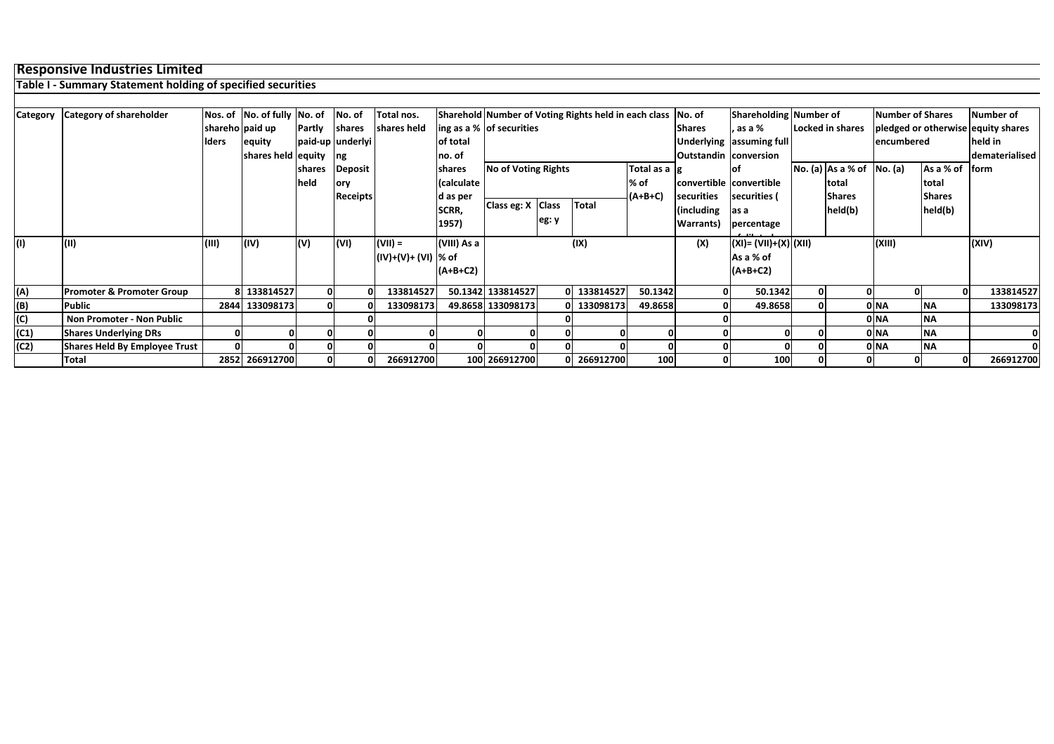**Responsive Industries Limited**

**Table I - Summary Statement holding of specified securities**

| Category | Category of shareholder | Nos. of shareholders | No. of fully paid up equity shares held | No. of Partly paid-up equity shares held | No. of shares underlying Depository Receipts | Total nos. shares held | Shareholding as a % of total no. of shares (calculated as per SCRR, 1957) | Number of Voting Rights held in each class of securities | | | | No. of Shares Underlying Outstanding convertible securities (including Warrants) | Shareholding , as a % assuming full conversion of convertible securities ( as a percentage of diluted share capital) | Number of Locked in shares | | Number of Shares pledged or otherwise encumbered | | Number of equity shares held in dematerialised form |
|---|---|---|---|---|---|---|---|---|---|---|---|---|---|---|---|---|---|---|
| | | | | | | | | No of Voting Rights | | | Total as a % of (A+B+C) | | | No. (a) | As a % of total Shares held(b) | No. (a) | As a % of total Shares held(b) | |
| | | | | | | | | Class eg: X | Class eg: y | Total | | | | | | | | |
| (I) | (II) | (III) | (IV) | (V) | (VI) | (VII) = (IV)+(V)+ (VI) | (VIII) As a % of (A+B+C2) | (IX) | | | | (X) | (XI)= (VII)+(X) As a % of (A+B+C2) | (XII) | | (XIII) | | (XIV) |
| (A) | Promoter & Promoter Group | 8 | 133814527 | 0 | 0 | 133814527 | 50.1342 | 133814527 | 0 | 133814527 | 50.1342 | 0 | 50.1342 | 0 | 0 | 0 | 0 | 133814527 |
| (B) | Public | 2844 | 133098173 | 0 | 0 | 133098173 | 49.8658 | 133098173 | 0 | 133098173 | 49.8658 | 0 | 49.8658 | 0 | 0 | NA | NA | 133098173 |
| (C) | Non Promoter - Non Public | | | | 0 | | | | 0 | | | 0 | | | 0 | NA | NA | |
| (C1) | Shares Underlying DRs | 0 | 0 | 0 | 0 | 0 | 0 | 0 | 0 | 0 | 0 | 0 | 0 | 0 | 0 | NA | NA | 0 |
| (C2) | Shares Held By Employee Trust | 0 | 0 | 0 | 0 | 0 | 0 | 0 | 0 | 0 | 0 | 0 | 0 | 0 | 0 | NA | NA | 0 |
| | Total | 2852 | 266912700 | 0 | 0 | 266912700 | 100 | 266912700 | 0 | 266912700 | 100 | 0 | 100 | 0 | 0 | 0 | 0 | 266912700 |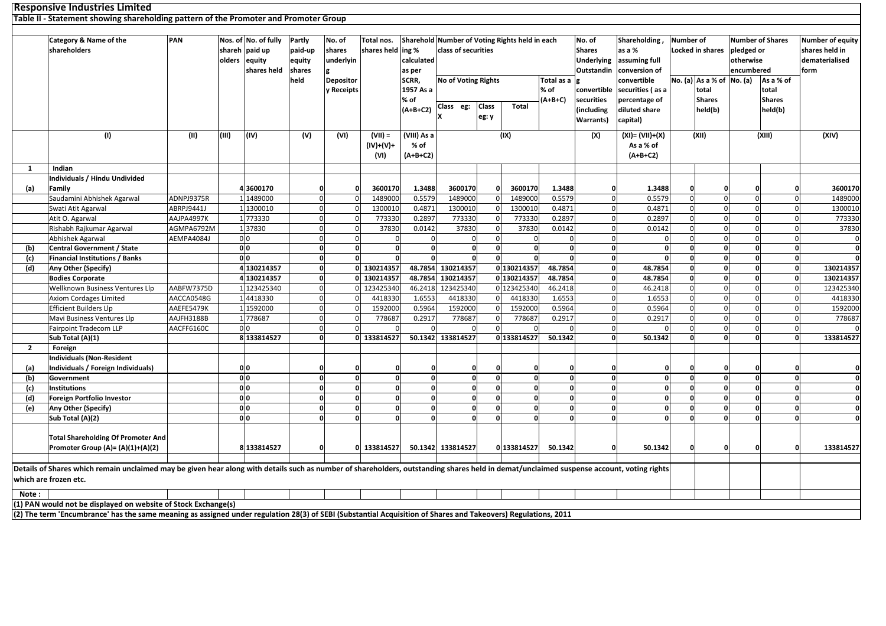## Responsive Industries Limited

### Table II - Statement showing shareholding pattern of the Promoter and Promoter Group

| | Category & Name of the shareholders | PAN | Nos. of shareholders | No. of fully paid up equity shares held | Partly paid-up equity shares held | No. of shares underlying Depository Receipts | Total nos. shares held | Shareholding % calculated as per SCRR, 1957 As a % of (A+B+C2) | Number of Voting Rights held in each class of securities | | | | No. of Shares Underlying Outstanding convertible securities (including Warrants) | Shareholding, as a % assuming full conversion of convertible securities ( as a percentage of diluted share capital) | Number of Locked in shares | | Number of Shares pledged or otherwise encumbered | | Number of equity shares held in dematerialised form |
|---|---|---|---|---|---|---|---|---|---|---|---|---|---|---|---|---|---|---|---|
| | | | | | | | | | No of Voting Rights | | | Total as a % of (A+B+C) | | | No. (a) | As a % of total Shares held(b) | No. (a) | As a % of total Shares held(b) | |
| | | | | | | | | | Class eg: X | Class eg: y | Total | | | | | | | | |
| | (I) | (II) | (III) | (IV) | (V) | (VI) | (VII) = (IV)+(V)+ (VI) | (VIII) As a % of (A+B+C2) | (IX) | | | | (X) | (XI)= (VII)+(X) As a % of (A+B+C2) | (XII) | | (XIII) | | (XIV) |
| **1** | **Indian** | | | | | | | | | | | | | | | | | | |
| **(a)** | **Individuals / Hindu Undivided Family** | | **4** | **3600170** | **0** | **0** | **3600170** | **1.3488** | **3600170** | **0** | **3600170** | **1.3488** | **0** | **1.3488** | **0** | **0** | **0** | **0** | **3600170** |
| | Saudamini Abhishek Agarwal | ADNPJ9375R | 1 | 1489000 | 0 | 0 | 1489000 | 0.5579 | 1489000 | 0 | 1489000 | 0.5579 | 0 | 0.5579 | 0 | 0 | 0 | 0 | 1489000 |
| | Swati Atit Agarwal | ABRPJ9441J | 1 | 1300010 | 0 | 0 | 1300010 | 0.4871 | 1300010 | 0 | 1300010 | 0.4871 | 0 | 0.4871 | 0 | 0 | 0 | 0 | 1300010 |
| | Atit O. Agarwal | AAJPA4997K | 1 | 773330 | 0 | 0 | 773330 | 0.2897 | 773330 | 0 | 773330 | 0.2897 | 0 | 0.2897 | 0 | 0 | 0 | 0 | 773330 |
| | Rishabh Rajkumar Agarwal | AGMPA6792M | 1 | 37830 | 0 | 0 | 37830 | 0.0142 | 37830 | 0 | 37830 | 0.0142 | 0 | 0.0142 | 0 | 0 | 0 | 0 | 37830 |
| | Abhishek Agarwal | AEMPA4084J | 0 | 0 | 0 | 0 | 0 | 0 | 0 | 0 | 0 | 0 | 0 | 0 | 0 | 0 | 0 | 0 | 0 |
| **(b)** | **Central Government / State** | | **0** | **0** | **0** | **0** | **0** | **0** | **0** | **0** | **0** | **0** | **0** | **0** | **0** | **0** | **0** | **0** | **0** |
| **(c)** | **Financial Institutions / Banks** | | **0** | **0** | **0** | **0** | **0** | **0** | **0** | **0** | **0** | **0** | **0** | **0** | **0** | **0** | **0** | **0** | **0** |
| **(d)** | **Any Other (Specify)** | | **4** | **130214357** | **0** | **0** | **130214357** | **48.7854** | **130214357** | **0** | **130214357** | **48.7854** | **0** | **48.7854** | **0** | **0** | **0** | **0** | **130214357** |
| | **Bodies Corporate** | | **4** | **130214357** | **0** | **0** | **130214357** | **48.7854** | **130214357** | **0** | **130214357** | **48.7854** | **0** | **48.7854** | **0** | **0** | **0** | **0** | **130214357** |
| | Wellknown Business Ventures Llp | AABFW7375D | 1 | 123425340 | 0 | 0 | 123425340 | 46.2418 | 123425340 | 0 | 123425340 | 46.2418 | 0 | 46.2418 | 0 | 0 | 0 | 0 | 123425340 |
| | Axiom Cordages Limited | AACCA0548G | 1 | 4418330 | 0 | 0 | 4418330 | 1.6553 | 4418330 | 0 | 4418330 | 1.6553 | 0 | 1.6553 | 0 | 0 | 0 | 0 | 4418330 |
| | Efficient Builders Llp | AAEFE5479K | 1 | 1592000 | 0 | 0 | 1592000 | 0.5964 | 1592000 | 0 | 1592000 | 0.5964 | 0 | 0.5964 | 0 | 0 | 0 | 0 | 1592000 |
| | Mavi Business Ventures Llp | AAJFH3188B | 1 | 778687 | 0 | 0 | 778687 | 0.2917 | 778687 | 0 | 778687 | 0.2917 | 0 | 0.2917 | 0 | 0 | 0 | 0 | 778687 |
| | Fairpoint Tradecom LLP | AACFF6160C | 0 | 0 | 0 | 0 | 0 | 0 | 0 | 0 | 0 | 0 | 0 | 0 | 0 | 0 | 0 | 0 | 0 |
| | **Sub Total (A)(1)** | | **8** | **133814527** | **0** | **0** | **133814527** | **50.1342** | **133814527** | **0** | **133814527** | **50.1342** | **0** | **50.1342** | **0** | **0** | **0** | **0** | **133814527** |
| **2** | **Foreign** | | | | | | | | | | | | | | | | | | |
| **(a)** | **Individuals (Non-Resident Individuals / Foreign Individuals)** | | **0** | **0** | **0** | **0** | **0** | **0** | **0** | **0** | **0** | **0** | **0** | **0** | **0** | **0** | **0** | **0** | **0** |
| **(b)** | **Government** | | **0** | **0** | **0** | **0** | **0** | **0** | **0** | **0** | **0** | **0** | **0** | **0** | **0** | **0** | **0** | **0** | **0** |
| **(c)** | **Institutions** | | **0** | **0** | **0** | **0** | **0** | **0** | **0** | **0** | **0** | **0** | **0** | **0** | **0** | **0** | **0** | **0** | **0** |
| **(d)** | **Foreign Portfolio Investor** | | **0** | **0** | **0** | **0** | **0** | **0** | **0** | **0** | **0** | **0** | **0** | **0** | **0** | **0** | **0** | **0** | **0** |
| **(e)** | **Any Other (Specify)** | | **0** | **0** | **0** | **0** | **0** | **0** | **0** | **0** | **0** | **0** | **0** | **0** | **0** | **0** | **0** | **0** | **0** |
| | **Sub Total (A)(2)** | | **0** | **0** | **0** | **0** | **0** | **0** | **0** | **0** | **0** | **0** | **0** | **0** | **0** | **0** | **0** | **0** | **0** |
| | **Total Shareholding Of Promoter And Promoter Group (A)= (A)(1)+(A)(2)** | | **8** | **133814527** | **0** | **0** | **133814527** | **50.1342** | **133814527** | **0** | **133814527** | **50.1342** | **0** | **50.1342** | **0** | **0** | **0** | **0** | **133814527** |

**Details of Shares which remain unclaimed may be given hear along with details such as number of shareholders, outstanding shares held in demat/unclaimed suspense account, voting rights which are frozen etc.**

**Note :**

**(1) PAN would not be displayed on website of Stock Exchange(s)**

**(2) The term 'Encumbrance' has the same meaning as assigned under regulation 28(3) of SEBI (Substantial Acquisition of Shares and Takeovers) Regulations, 2011**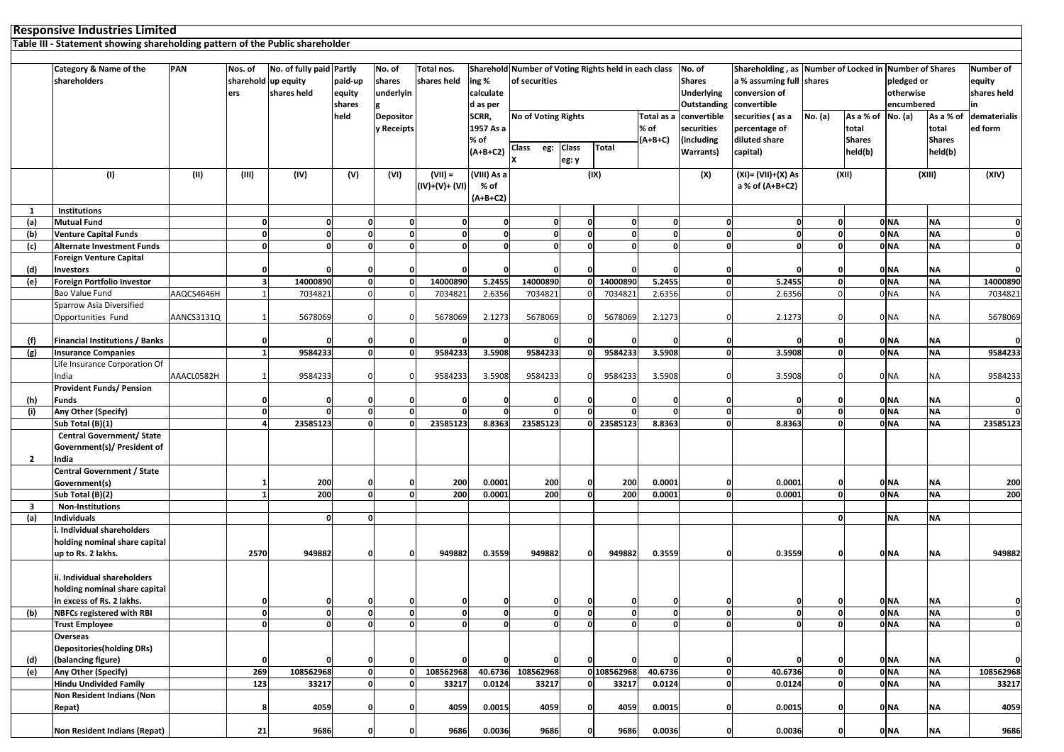**Responsive Industries Limited**

**Table III - Statement showing shareholding pattern of the Public shareholder**

| | Category & Name of the shareholders | PAN | Nos. of shareholders | No. of fully paid up equity shares held | Partly paid-up equity shares held | No. of shares underlying Depository Receipts | Total nos. shares held | Shareholding % calculated as per SCRR, 1957 As a % of (A+B+C2) | Number of Voting Rights held in each class of securities | | | | No. of Shares Underlying Outstanding convertible securities (including Warrants) | Shareholding , as a % assuming full conversion of convertible securities ( as a percentage of diluted share capital) | Number of Locked in shares | | Number of Shares pledged or otherwise encumbered | | Number of equity shares held in dematerialised form |
|---|---|---|---|---|---|---|---|---|---|---|---|---|---|---|---|---|---|---|---|
| | | | | | | | | | No of Voting Rights | | | Total as a % of (A+B+C) | | | No. (a) | As a % of total Shares held(b) | No. (a) | As a % of total Shares held(b) | |
| | | | | | | | | | Class eg: X | Class eg: y | Total | | | | | | | | |
| | (I) | (II) | (III) | (IV) | (V) | (VI) | (VII) = (IV)+(V)+ (VI) | (VIII) As a % of (A+B+C2) | (IX) | | | | (X) | (XI)= (VII)+(X) As a % of (A+B+C2) | (XII) | | (XIII) | | (XIV) |
| **1** | **Institutions** | | | | | | | | | | | | | | | | | | |
| **(a)** | **Mutual Fund** | | **0** | **0** | **0** | **0** | **0** | **0** | **0** | **0** | **0** | **0** | **0** | **0** | **0** | **0** | **NA** | **NA** | **0** |
| **(b)** | **Venture Capital Funds** | | **0** | **0** | **0** | **0** | **0** | **0** | **0** | **0** | **0** | **0** | **0** | **0** | **0** | **0** | **NA** | **NA** | **0** |
| **(c)** | **Alternate Investment Funds** | | **0** | **0** | **0** | **0** | **0** | **0** | **0** | **0** | **0** | **0** | **0** | **0** | **0** | **0** | **NA** | **NA** | **0** |
| **(d)** | **Foreign Venture Capital Investors** | | **0** | **0** | **0** | **0** | **0** | **0** | **0** | **0** | **0** | **0** | **0** | **0** | **0** | **0** | **NA** | **NA** | **0** |
| **(e)** | **Foreign Portfolio Investor** | | **3** | **14000890** | **0** | **0** | **14000890** | **5.2455** | **14000890** | **0** | **14000890** | **5.2455** | **0** | **5.2455** | **0** | **0** | **NA** | **NA** | **14000890** |
| | Bao Value Fund | AAQCS4646H | 1 | 7034821 | 0 | 0 | 7034821 | 2.6356 | 7034821 | 0 | 7034821 | 2.6356 | 0 | 2.6356 | 0 | 0 | NA | NA | 7034821 |
| | Sparrow Asia Diversified Opportunities Fund | AANCS3131Q | 1 | 5678069 | 0 | 0 | 5678069 | 2.1273 | 5678069 | 0 | 5678069 | 2.1273 | 0 | 2.1273 | 0 | 0 | NA | NA | 5678069 |
| **(f)** | **Financial Institutions / Banks** | | **0** | **0** | **0** | **0** | **0** | **0** | **0** | **0** | **0** | **0** | **0** | **0** | **0** | **0** | **NA** | **NA** | **0** |
| **(g)** | **Insurance Companies** | | **1** | **9584233** | **0** | **0** | **9584233** | **3.5908** | **9584233** | **0** | **9584233** | **3.5908** | **0** | **3.5908** | **0** | **0** | **NA** | **NA** | **9584233** |
| | Life Insurance Corporation Of India | AAACL0582H | 1 | 9584233 | 0 | 0 | 9584233 | 3.5908 | 9584233 | 0 | 9584233 | 3.5908 | 0 | 3.5908 | 0 | 0 | NA | NA | 9584233 |
| **(h)** | **Provident Funds/ Pension Funds** | | **0** | **0** | **0** | **0** | **0** | **0** | **0** | **0** | **0** | **0** | **0** | **0** | **0** | **0** | **NA** | **NA** | **0** |
| **(i)** | **Any Other (Specify)** | | **0** | **0** | **0** | **0** | **0** | **0** | **0** | **0** | **0** | **0** | **0** | **0** | **0** | **0** | **NA** | **NA** | **0** |
| | **Sub Total (B)(1)** | | **4** | **23585123** | **0** | **0** | **23585123** | **8.8363** | **23585123** | **0** | **23585123** | **8.8363** | **0** | **8.8363** | **0** | **0** | **NA** | **NA** | **23585123** |
| **2** | **Central Government/ State Government(s)/ President of India** | | | | | | | | | | | | | | | | | | |
| | **Central Government / State Government(s)** | | **1** | **200** | **0** | **0** | **200** | **0.0001** | **200** | **0** | **200** | **0.0001** | **0** | **0.0001** | **0** | **0** | **NA** | **NA** | **200** |
| | **Sub Total (B)(2)** | | **1** | **200** | **0** | **0** | **200** | **0.0001** | **200** | **0** | **200** | **0.0001** | **0** | **0.0001** | **0** | **0** | **NA** | **NA** | **200** |
| **3** | **Non-Institutions** | | | | | | | | | | | | | | | | | | |
| **(a)** | **Individuals** | | | **0** | **0** | | | | | | | | | | **0** | | **NA** | **NA** | |
| | **i. Individual shareholders holding nominal share capital up to Rs. 2 lakhs.** | | **2570** | **949882** | **0** | **0** | **949882** | **0.3559** | **949882** | **0** | **949882** | **0.3559** | **0** | **0.3559** | **0** | **0** | **NA** | **NA** | **949882** |
| | **ii. Individual shareholders holding nominal share capital in excess of Rs. 2 lakhs.** | | **0** | **0** | **0** | **0** | **0** | **0** | **0** | **0** | **0** | **0** | **0** | **0** | **0** | **0** | **NA** | **NA** | **0** |
| **(b)** | **NBFCs registered with RBI** | | **0** | **0** | **0** | **0** | **0** | **0** | **0** | **0** | **0** | **0** | **0** | **0** | **0** | **0** | **NA** | **NA** | **0** |
| | **Trust Employee** | | **0** | **0** | **0** | **0** | **0** | **0** | **0** | **0** | **0** | **0** | **0** | **0** | **0** | **0** | **NA** | **NA** | **0** |
| **(d)** | **Overseas Depositories(holding DRs) (balancing figure)** | | **0** | **0** | **0** | **0** | **0** | **0** | **0** | **0** | **0** | **0** | **0** | **0** | **0** | **0** | **NA** | **NA** | **0** |
| **(e)** | **Any Other (Specify)** | | **269** | **108562968** | **0** | **0** | **108562968** | **40.6736** | **108562968** | **0** | **108562968** | **40.6736** | **0** | **40.6736** | **0** | **0** | **NA** | **NA** | **108562968** |
| | **Hindu Undivided Family** | | **123** | **33217** | **0** | **0** | **33217** | **0.0124** | **33217** | **0** | **33217** | **0.0124** | **0** | **0.0124** | **0** | **0** | **NA** | **NA** | **33217** |
| | **Non Resident Indians (Non Repat)** | | **8** | **4059** | **0** | **0** | **4059** | **0.0015** | **4059** | **0** | **4059** | **0.0015** | **0** | **0.0015** | **0** | **0** | **NA** | **NA** | **4059** |
| | **Non Resident Indians (Repat)** | | **21** | **9686** | **0** | **0** | **9686** | **0.0036** | **9686** | **0** | **9686** | **0.0036** | **0** | **0.0036** | **0** | **0** | **NA** | **NA** | **9686** |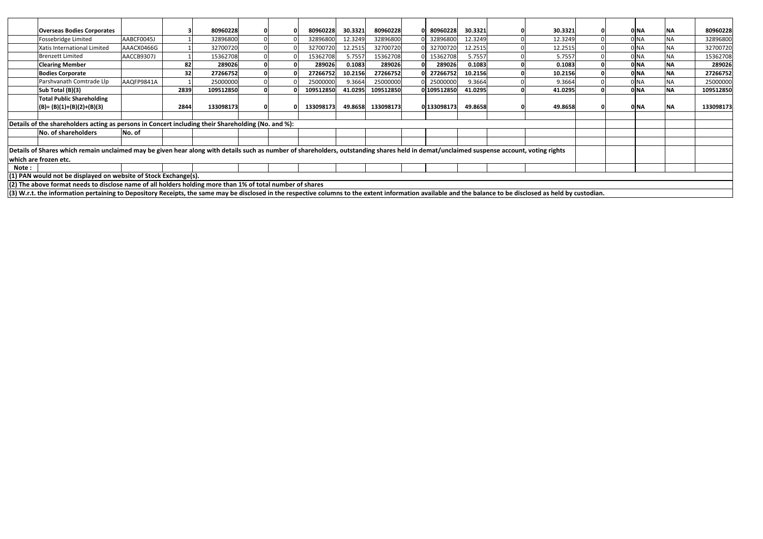| | | | | | | | | | | | | | | | | | | | | |
|---|---|---|---|---|---|---|---|---|---|---|---|---|---|---|---|---|---|---|---|---|
| | **Overseas Bodies Corporates** | | **3** | **80960228** | **0** | **0** | **80960228** | **30.3321** | **80960228** | **0** | **80960228** | **30.3321** | **0** | **30.3321** | **0** | | **0** | **NA** | **NA** | **80960228** |
| | Fossebridge Limited | AABCF0045J | 1 | 32896800 | 0 | 0 | 32896800 | 12.3249 | 32896800 | 0 | 32896800 | 12.3249 | 0 | 12.3249 | 0 | | 0 | NA | NA | 32896800 |
| | Xatis International Limited | AAACX0466G | 1 | 32700720 | 0 | 0 | 32700720 | 12.2515 | 32700720 | 0 | 32700720 | 12.2515 | 0 | 12.2515 | 0 | | 0 | NA | NA | 32700720 |
| | Brenzett Limited | AACCB9307J | 1 | 15362708 | 0 | 0 | 15362708 | 5.7557 | 15362708 | 0 | 15362708 | 5.7557 | 0 | 5.7557 | 0 | | 0 | NA | NA | 15362708 |
| | **Clearing Member** | | **82** | **289026** | **0** | **0** | **289026** | **0.1083** | **289026** | **0** | **289026** | **0.1083** | **0** | **0.1083** | **0** | | **0** | **NA** | **NA** | **289026** |
| | **Bodies Corporate** | | **32** | **27266752** | **0** | **0** | **27266752** | **10.2156** | **27266752** | **0** | **27266752** | **10.2156** | **0** | **10.2156** | **0** | | **0** | **NA** | **NA** | **27266752** |
| | Parshvanath Comtrade Llp | AAQFP9841A | 1 | 25000000 | 0 | 0 | 25000000 | 9.3664 | 25000000 | 0 | 25000000 | 9.3664 | 0 | 9.3664 | 0 | | 0 | NA | NA | 25000000 |
| | **Sub Total (B)(3)** | | **2839** | **109512850** | **0** | **0** | **109512850** | **41.0295** | **109512850** | **0** | **109512850** | **41.0295** | **0** | **41.0295** | **0** | | **0** | **NA** | **NA** | **109512850** |
| | **Total Public Shareholding (B)= (B)(1)+(B)(2)+(B)(3)** | | **2844** | **133098173** | **0** | **0** | **133098173** | **49.8658** | **133098173** | **0** | **133098173** | **49.8658** | **0** | **49.8658** | **0** | | **0** | **NA** | **NA** | **133098173** |

**Details of the shareholders acting as persons in Concert including their Shareholding (No. and %):**

| No. of shareholders | No. of |
|---|---|
| | |

**Details of Shares which remain unclaimed may be given hear along with details such as number of shareholders, outstanding shares held in demat/unclaimed suspense account, voting rights which are frozen etc.**

**Note :**

**(1) PAN would not be displayed on website of Stock Exchange(s).**

**(2) The above format needs to disclose name of all holders holding more than 1% of total number of shares**

**(3) W.r.t. the information pertaining to Depository Receipts, the same may be disclosed in the respective columns to the extent information available and the balance to be disclosed as held by custodian.**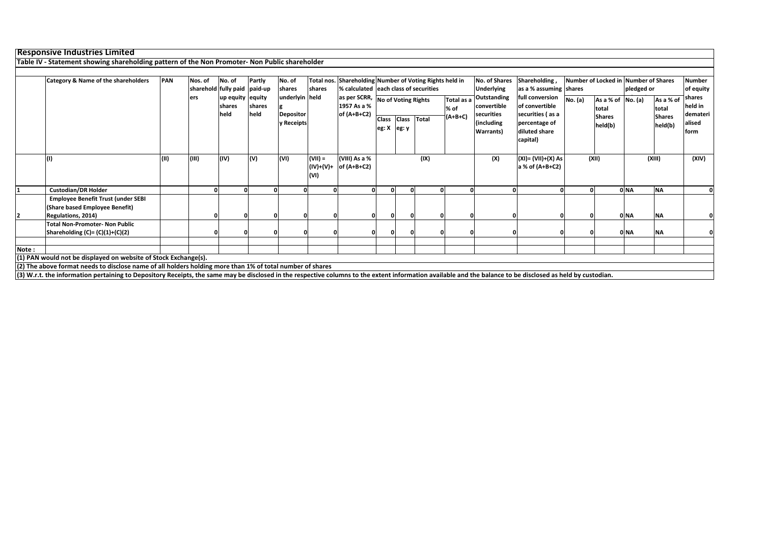## Responsive Industries Limited

### Table IV - Statement showing shareholding pattern of the Non Promoter- Non Public shareholder

| | Category & Name of the shareholders | PAN | Nos. of shareholders | No. of fully paid up equity shares held | Partly paid-up equity shares held | No. of shares underlying Depository Receipts | Total nos. shares held | Shareholding % calculated as per SCRR, 1957 As a % of (A+B+C2) | Number of Voting Rights held in each class of securities | | | | No. of Shares Underlying Outstanding convertible securities (including Warrants) | Shareholding , as a % assuming full conversion of convertible securities ( as a percentage of diluted share capital) | Number of Locked in shares | | Number of Shares pledged or | | Number of equity shares held in dematerialised form |
|---|---|---|---|---|---|---|---|---|---|---|---|---|---|---|---|---|---|---|---|
| | | | | | | | | | No of Voting Rights | | | Total as a % of (A+B+C) | | | No. (a) | As a % of total Shares held(b) | No. (a) | As a % of total Shares held(b) | |
| | | | | | | | | | Class eg: X | Class eg: y | Total | | | | | | | | |
| | (I) | (II) | (III) | (IV) | (V) | (VI) | (VII) = (IV)+(V)+ (VI) | (VIII) As a % of (A+B+C2) | (IX) | | | | (X) | (XI)= (VII)+(X) As a % of (A+B+C2) | (XII) | | (XIII) | | (XIV) |
| 1 | Custodian/DR Holder | | 0 | 0 | 0 | 0 | 0 | 0 | 0 | 0 | 0 | 0 | 0 | 0 | 0 | 0 | NA | NA | 0 |
| 2 | Employee Benefit Trust (under SEBI (Share based Employee Benefit) Regulations, 2014) | | 0 | 0 | 0 | 0 | 0 | 0 | 0 | 0 | 0 | 0 | 0 | 0 | 0 | 0 | NA | NA | 0 |
| | Total Non-Promoter- Non Public Shareholding (C)= (C)(1)+(C)(2) | | 0 | 0 | 0 | 0 | 0 | 0 | 0 | 0 | 0 | 0 | 0 | 0 | 0 | 0 | NA | NA | 0 |

**Note :**

(1) PAN would not be displayed on website of Stock Exchange(s).

(2) The above format needs to disclose name of all holders holding more than 1% of total number of shares

(3) W.r.t. the information pertaining to Depository Receipts, the same may be disclosed in the respective columns to the extent information available and the balance to be disclosed as held by custodian.